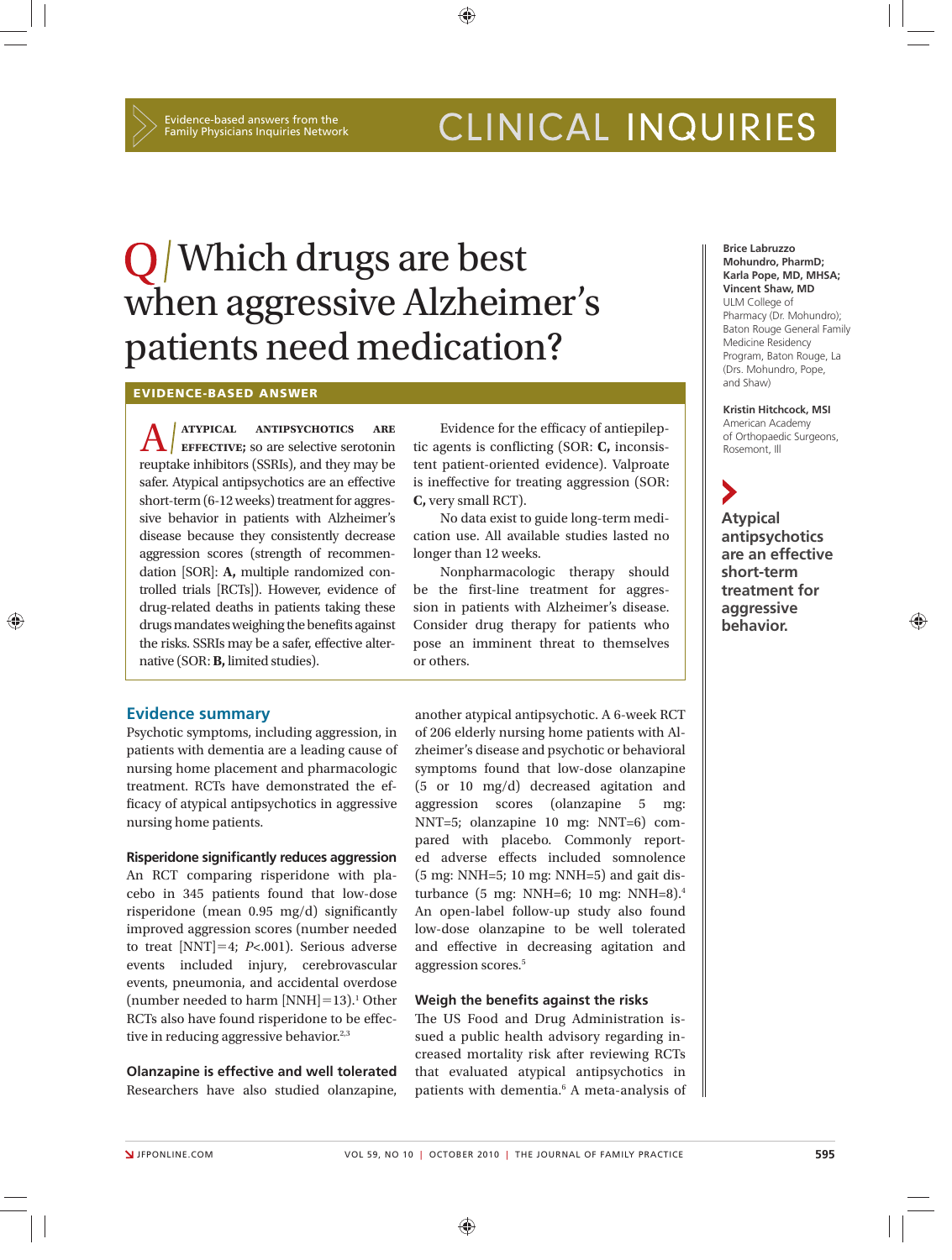Evidence-based answers from the Family Physicians Inquiries Network

# CLINICAL INQUIRIES

# Q / Which drugs are best when aggressive Alzheimer's patients need medication?

**Brice Labruzzo Mohundro, PharmD; Karla Pope, MD, MHSA; Vincent Shaw, MD**
ULM College of Pharmacy (Dr. Mohundro); Baton Rouge General Family Medicine Residency Program, Baton Rouge, La (Drs. Mohundro, Pope, and Shaw)

**Kristin Hitchcock, MSI**
American Academy of Orthopaedic Surgeons, Rosemont, Ill

## EVIDENCE-BASED ANSWER

A / **ATYPICAL ANTIPSYCHOTICS ARE EFFECTIVE;** so are selective serotonin reuptake inhibitors (SSRIs), and they may be safer. Atypical antipsychotics are an effective short-term (6-12 weeks) treatment for aggressive behavior in patients with Alzheimer's disease because they consistently decrease aggression scores (strength of recommendation [SOR]: **A,** multiple randomized controlled trials [RCTs]). However, evidence of drug-related deaths in patients taking these drugs mandates weighing the benefits against the risks. SSRIs may be a safer, effective alternative (SOR: **B,** limited studies).

Evidence for the efficacy of antiepileptic agents is conflicting (SOR: **C,** inconsistent patient-oriented evidence). Valproate is ineffective for treating aggression (SOR: **C,** very small RCT).

No data exist to guide long-term medication use. All available studies lasted no longer than 12 weeks.

Nonpharmacologic therapy should be the first-line treatment for aggression in patients with Alzheimer's disease. Consider drug therapy for patients who pose an imminent threat to themselves or others.

**Atypical antipsychotics are an effective short-term treatment for aggressive behavior.**

## Evidence summary

Psychotic symptoms, including aggression, in patients with dementia are a leading cause of nursing home placement and pharmacologic treatment. RCTs have demonstrated the efficacy of atypical antipsychotics in aggressive nursing home patients.

### Risperidone significantly reduces aggression

An RCT comparing risperidone with placebo in 345 patients found that low-dose risperidone (mean 0.95 mg/d) significantly improved aggression scores (number needed to treat [NNT]=4; $P<.001$). Serious adverse events included injury, cerebrovascular events, pneumonia, and accidental overdose (number needed to harm [NNH]=13).[1] Other RCTs also have found risperidone to be effective in reducing aggressive behavior.[2,3]

### Olanzapine is effective and well tolerated

Researchers have also studied olanzapine, another atypical antipsychotic. A 6-week RCT of 206 elderly nursing home patients with Alzheimer's disease and psychotic or behavioral symptoms found that low-dose olanzapine (5 or 10 mg/d) decreased agitation and aggression scores (olanzapine 5 mg: NNT=5; olanzapine 10 mg: NNT=6) compared with placebo. Commonly reported adverse effects included somnolence (5 mg: NNH=5; 10 mg: NNH=5) and gait disturbance (5 mg: NNH=6; 10 mg: NNH=8).[4] An open-label follow-up study also found low-dose olanzapine to be well tolerated and effective in decreasing agitation and aggression scores.[5]

### Weigh the benefits against the risks

The US Food and Drug Administration issued a public health advisory regarding increased mortality risk after reviewing RCTs that evaluated atypical antipsychotics in patients with dementia.[6] A meta-analysis of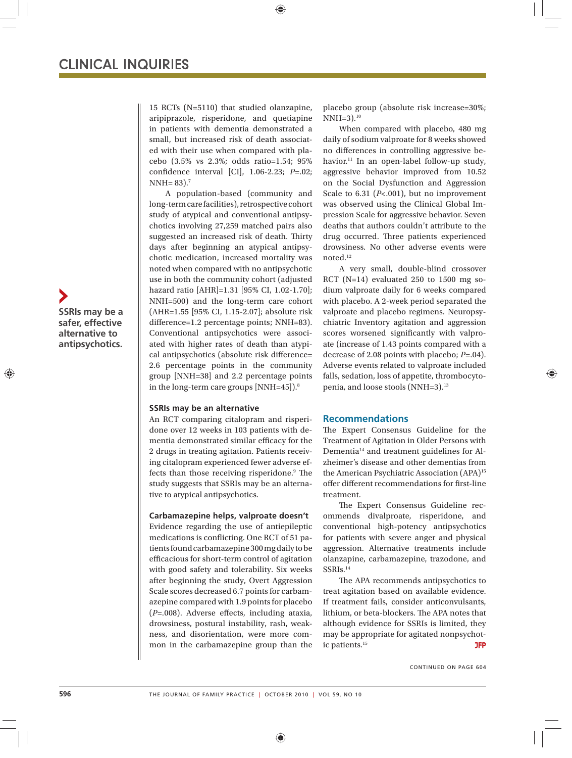15 RCTs (N=5110) that studied olanzapine, aripiprazole, risperidone, and quetiapine in patients with dementia demonstrated a small, but increased risk of death associated with their use when compared with placebo (3.5% vs 2.3%; odds ratio=1.54; 95% confidence interval [CI], 1.06-2.23; *P*=.02; NNH= 83).[7]

A population-based (community and long-term care facilities), retrospective cohort study of atypical and conventional antipsychotics involving 27,259 matched pairs also suggested an increased risk of death. Thirty days after beginning an atypical antipsychotic medication, increased mortality was noted when compared with no antipsychotic use in both the community cohort (adjusted hazard ratio [AHR]=1.31 [95% CI, 1.02-1.70]; NNH=500) and the long-term care cohort (AHR=1.55 [95% CI, 1.15-2.07]; absolute risk difference=1.2 percentage points; NNH=83). Conventional antipsychotics were associated with higher rates of death than atypical antipsychotics (absolute risk difference= 2.6 percentage points in the community group [NNH=38] and 2.2 percentage points in the long-term care groups [NNH=45]).[8]

**SSRIs may be a safer, effective alternative to antipsychotics.**

### SSRIs may be an alternative

An RCT comparing citalopram and risperidone over 12 weeks in 103 patients with dementia demonstrated similar efficacy for the 2 drugs in treating agitation. Patients receiving citalopram experienced fewer adverse effects than those receiving risperidone.[9] The study suggests that SSRIs may be an alternative to atypical antipsychotics.

### Carbamazepine helps, valproate doesn't

Evidence regarding the use of antiepileptic medications is conflicting. One RCT of 51 patients found carbamazepine 300 mg daily to be efficacious for short-term control of agitation with good safety and tolerability. Six weeks after beginning the study, Overt Aggression Scale scores decreased 6.7 points for carbamazepine compared with 1.9 points for placebo (*P*=.008). Adverse effects, including ataxia, drowsiness, postural instability, rash, weakness, and disorientation, were more common in the carbamazepine group than the placebo group (absolute risk increase=30%; NNH=3).[10]

When compared with placebo, 480 mg daily of sodium valproate for 8 weeks showed no differences in controlling aggressive behavior.[11] In an open-label follow-up study, aggressive behavior improved from 10.52 on the Social Dysfunction and Aggression Scale to 6.31 (*P*<.001), but no improvement was observed using the Clinical Global Impression Scale for aggressive behavior. Three deaths that authors couldn't attribute to the drug occurred. Three patients experienced drowsiness. No other adverse events were noted.[12]

A very small, double-blind crossover RCT (N=14) evaluated 250 to 1500 mg sodium valproate daily for 6 weeks compared with placebo. A 2-week period separated the valproate and placebo regimens. Neuropsychiatric Inventory agitation and aggression scores worsened significantly with valproate (increase of 1.43 points compared with a decrease of 2.08 points with placebo; *P*=.04). Adverse events related to valproate included falls, sedation, loss of appetite, thrombocytopenia, and loose stools (NNH=3).[13]

## Recommendations

The Expert Consensus Guideline for the Treatment of Agitation in Older Persons with Dementia[14] and treatment guidelines for Alzheimer's disease and other dementias from the American Psychiatric Association (APA)[15] offer different recommendations for first-line treatment.

The Expert Consensus Guideline recommends divalproate, risperidone, and conventional high-potency antipsychotics for patients with severe anger and physical aggression. Alternative treatments include olanzapine, carbamazepine, trazodone, and SSRIs.[14]

The APA recommends antipsychotics to treat agitation based on available evidence. If treatment fails, consider anticonvulsants, lithium, or beta-blockers. The APA notes that although evidence for SSRIs is limited, they may be appropriate for agitated nonpsychotic patients.[15] JFP

CONTINUED ON PAGE 604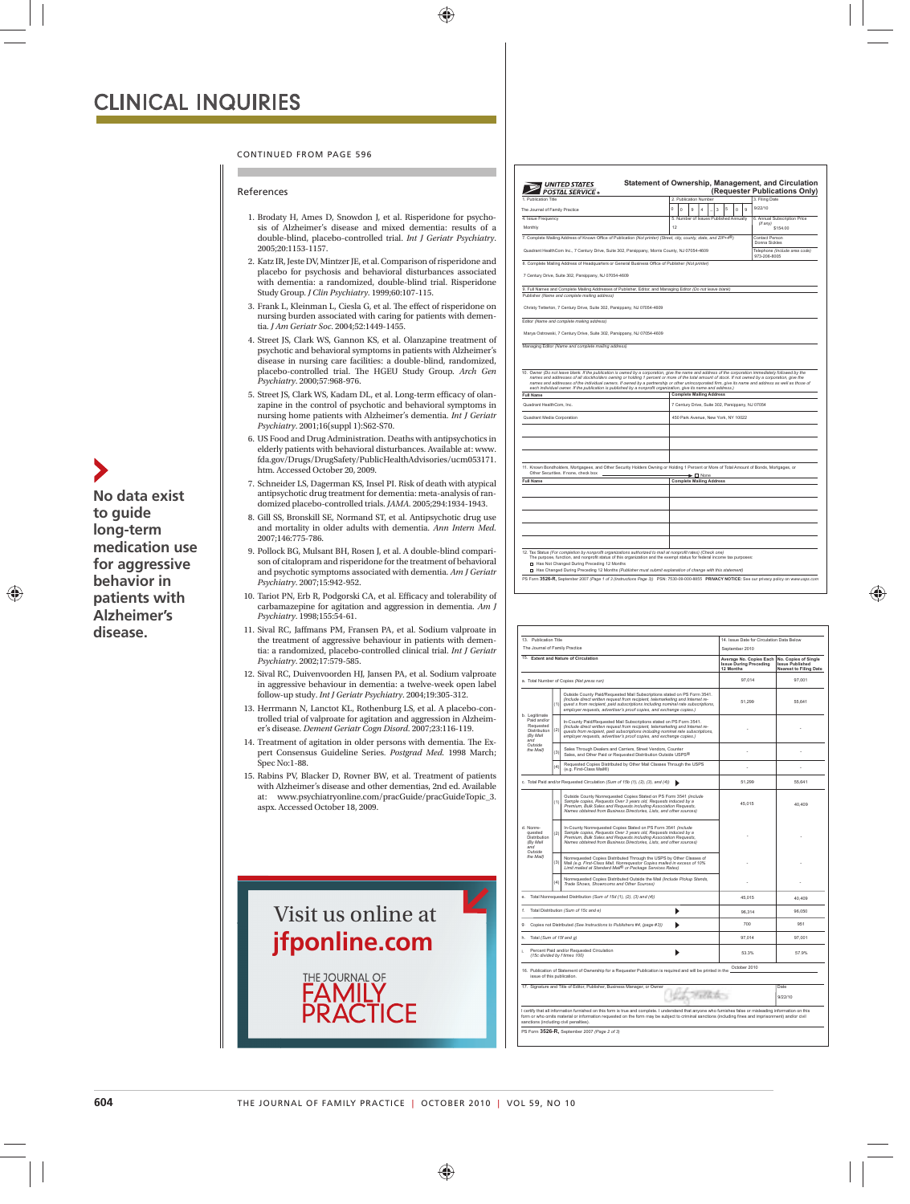# CLINICAL INQUIRIES

CONTINUED FROM PAGE 596

## References

1. Brodaty H, Ames D, Snowdon J, et al. Risperidone for psychosis of Alzheimer's disease and mixed dementia: results of a double-blind, placebo-controlled trial. *Int J Geriatr Psychiatry*. 2005;20:1153-1157.
2. Katz IR, Jeste DV, Mintzer JE, et al. Comparison of risperidone and placebo for psychosis and behavioral disturbances associated with dementia: a randomized, double-blind trial. Risperidone Study Group. *J Clin Psychiatry*. 1999;60:107-115.
3. Frank L, Kleinman L, Ciesla G, et al. The effect of risperidone on nursing burden associated with caring for patients with dementia. *J Am Geriatr Soc*. 2004;52:1449-1455.
4. Street JS, Clark WS, Gannon KS, et al. Olanzapine treatment of psychotic and behavioral symptoms in patients with Alzheimer's disease in nursing care facilities: a double-blind, randomized, placebo-controlled trial. The HGEU Study Group. *Arch Gen Psychiatry*. 2000;57:968-976.
5. Street JS, Clark WS, Kadam DL, et al. Long-term efficacy of olanzapine in the control of psychotic and behavioral symptoms in nursing home patients with Alzheimer's dementia. *Int J Geriatr Psychiatry*. 2001;16(suppl 1):S62-S70.
6. US Food and Drug Administration. Deaths with antipsychotics in elderly patients with behavioral disturbances. Available at: www.fda.gov/Drugs/DrugSafety/PublicHealthAdvisories/ucm053171.htm. Accessed October 20, 2009.
7. Schneider LS, Dagerman KS, Insel PI. Risk of death with atypical antipsychotic drug treatment for dementia: meta-analysis of randomized placebo-controlled trials. *JAMA*. 2005;294:1934-1943.
8. Gill SS, Bronskill SE, Normand ST, et al. Antipsychotic drug use and mortality in older adults with dementia. *Ann Intern Med*. 2007;146:775-786.
9. Pollock BG, Mulsant BH, Rosen J, et al. A double-blind comparison of citalopram and risperidone for the treatment of behavioral and psychotic symptoms associated with dementia. *Am J Geriatr Psychiatry*. 2007;15:942-952.
10. Tariot PN, Erb R, Podgorski CA, et al. Efficacy and tolerability of carbamazepine for agitation and aggression in dementia. *Am J Psychiatry*. 1998;155:54-61.
11. Sival RC, Jaffmans PM, Fransen PA, et al. Sodium valproate in the treatment of aggressive behaviour in patients with dementia: a randomized, placebo-controlled clinical trial. *Int J Geriatr Psychiatry*. 2002;17:579-585.
12. Sival RC, Duivenvoorden HJ, Jansen PA, et al. Sodium valproate in aggressive behaviour in dementia: a twelve-week open label follow-up study. *Int J Geriatr Psychiatry*. 2004;19:305-312.
13. Herrmann N, Lanctot KL, Rothenburg LS, et al. A placebo-controlled trial of valproate for agitation and aggression in Alzheimer's disease. *Dement Geriatr Cogn Disord*. 2007;23:116-119.
14. Treatment of agitation in older persons with dementia. The Expert Consensus Guideline Series. *Postgrad Med*. 1998 March; Spec No:1-88.
15. Rabins PV, Blacker D, Rovner BW, et al. Treatment of patients with Alzheimer's disease and other dementias, 2nd ed. Available at: www.psychiatryonline.com/pracGuide/pracGuideTopic_3.aspx. Accessed October 18, 2009.

**No data exist to guide long-term medication use for aggressive behavior in patients with Alzheimer's disease.**

Visit us online at **jfponline.com**

THE JOURNAL OF FAMILY PRACTICE

## UNITED STATES POSTAL SERVICE — Statement of Ownership, Management, and Circulation (Requester Publications Only)

1. Publication Title: The Journal of Family Practice
2. Publication Number: 0 0 9 4 - 3 5 0 9
3. Filing Date: 9/22/10
4. Issue Frequency: Monthly
5. Number of Issues Published Annually: 12
6. Annual Subscription Price (if any): $154.00
7. Complete Mailing Address of Known Office of Publication (Not printer) (Street, city, county, state, and ZIP+4®): Quadrant HealthCom Inc., 7 Century Drive, Suite 302, Parsippany, Morris County, NJ 07054-4609
   Contact Person: Donna Sickles
   Telephone (Include area code): 973-206-8005
8. Complete Mailing Address of Headquarters or General Business Office of Publisher (Not printer): 7 Century Drive, Suite 302, Parsippany, NJ 07054-4609
9. Full Names and Complete Mailing Addresses of Publisher, Editor, and Managing Editor (Do not leave blank)
   Publisher (Name and complete mailing address): Christy Tetterton, 7 Century Drive, Suite 302, Parsippany, NJ 07054-4609
   Editor (Name and complete mailing address): Marya Ostrowski, 7 Century Drive, Suite 302, Parsippany, NJ 07054-4609
   Managing Editor (Name and complete mailing address):
10. Owner (Do not leave blank. If the publication is owned by a corporation, give the name and address of the corporation immediately followed by the names and addresses of all stockholders owning or holding 1 percent or more of the total amount of stock. If not owned by a corporation, give the names and addresses of the individual owners. If owned by a partnership or other unincorporated firm, give its name and address as well as those of each individual owner. If the publication is published by a nonprofit organization, give its name and address.)

| Full Name | Complete Mailing Address |
|---|---|
| Quadrant HealthCom, Inc. | 7 Century Drive, Suite 302, Parsippany, NJ 07054 |
| Quadrant Media Corporation | 450 Park Avenue, New York, NY 10022 |

11. Known Bondholders, Mortgagees, and Other Security Holders Owning or Holding 1 Percent or More of Total Amount of Bonds, Mortgages, or Other Securities. If none, check box → ☐ None

| Full Name | Complete Mailing Address |
|---|---|
| | |

12. Tax Status (For completion by nonprofit organizations authorized to mail at nonprofit rates) (Check one)
    The purpose, function, and nonprofit status of this organization and the exempt status for federal income tax purposes:
    ☐ Has Not Changed During Preceding 12 Months
    ☐ Has Changed During Preceding 12 Months (Publisher must submit explanation of change with this statement)

PS Form 3526-R, September 2007 (Page 1 of 3 (Instructions Page 3)) PSN: 7530-09-000-8855 PRIVACY NOTICE: See our privacy policy on www.usps.com

13. Publication Title: The Journal of Family Practice
14. Issue Date for Circulation Data Below: September 2010

| 15. Extent and Nature of Circulation | | | Average No. Copies Each Issue During Preceding 12 Months | No. Copies of Single Issue Published Nearest to Filing Date |
|---|---|---|---|---|
| a. Total Number of Copies (Net press run) | | | 97,014 | 97,001 |
| b. Legitimate Paid and/or Requested Distribution (By Mail and Outside the Mail) | (1) | Outside County Paid/Requested Mail Subscriptions stated on PS Form 3541. (Include direct written request from recipient, telemarketing and Internet requests from recipient, paid subscriptions including nominal rate subscriptions, employer requests, advertiser's proof copies, and exchange copies.) | 51,299 | 55,641 |
| | (2) | In-County Paid/Requested Mail Subscriptions stated on PS Form 3541. (Include direct written request from recipient, telemarketing and Internet requests from recipient, paid subscriptions including nominal rate subscriptions, employer requests, advertiser's proof copies, and exchange copies.) | - | - |
| | (3) | Sales Through Dealers and Carriers, Street Vendors, Counter Sales, and Other Paid or Requested Distribution Outside USPS® | - | - |
| | (4) | Requested Copies Distributed by Other Mail Classes Through the USPS (e.g. First-Class Mail®) | - | - |
| c. Total Paid and/or Requested Circulation (Sum of 15b (1), (2), (3), and (4)) | | | 51,299 | 55,641 |
| d. Nonrequested Distribution (By Mail and Outside the Mail) | (1) | Outside County Nonrequested Copies Stated on PS Form 3541 (include Sample copies, Requests Over 3 years old, Requests induced by a Premium, Bulk Sales and Requests including Association Requests, Names obtained from Business Directories, Lists, and other sources) | 45,015 | 40,409 |
| | (2) | In-County Nonrequested Copies Stated on PS Form 3541 (include Sample copies, Requests Over 3 years old, Requests induced by a Premium, Bulk Sales and Requests including Association Requests, Names obtained from Business Directories, Lists, and other sources) | - | - |
| | (3) | Nonrequested Copies Distributed Through the USPS by Other Classes of Mail (e.g. First-Class Mail, Nonrequestor Copies mailed in excess of 10% Limit mailed at Standard Mail® or Package Services Rates) | - | - |
| | (4) | Nonrequested Copies Distributed Outside the Mail (Include Pickup Stands, Trade Shows, Showrooms and Other Sources) | - | - |
| e. Total Nonrequested Distribution (Sum of 15d (1), (2), (3) and (4)) | | | 45,015 | 40,409 |
| f. Total Distribution (Sum of 15c and e) | | | 96,314 | 96,050 |
| g. Copies not Distributed (See Instructions to Publishers #4, (page #3)) | | | 700 | 951 |
| h. Total (Sum of 15f and g) | | | 97,014 | 97,001 |
| i. Percent Paid and/or Requested Circulation (15c divided by f times 100) | | | 53.3% | 57.9% |

16. Publication of Statement of Ownership for a Requester Publication is required and will be printed in the October 2010 issue of this publication.

17. Signature and Title of Editor, Publisher, Business Manager, or Owner — Date: 9/22/10

I certify that all information furnished on this form is true and complete. I understand that anyone who furnishes false or misleading information on this form or who omits material or information requested on the form may be subject to criminal sanctions (including fines and imprisonment) and/or civil sanctions (including civil penalties).

PS Form 3526-R, September 2007 (Page 2 of 3)